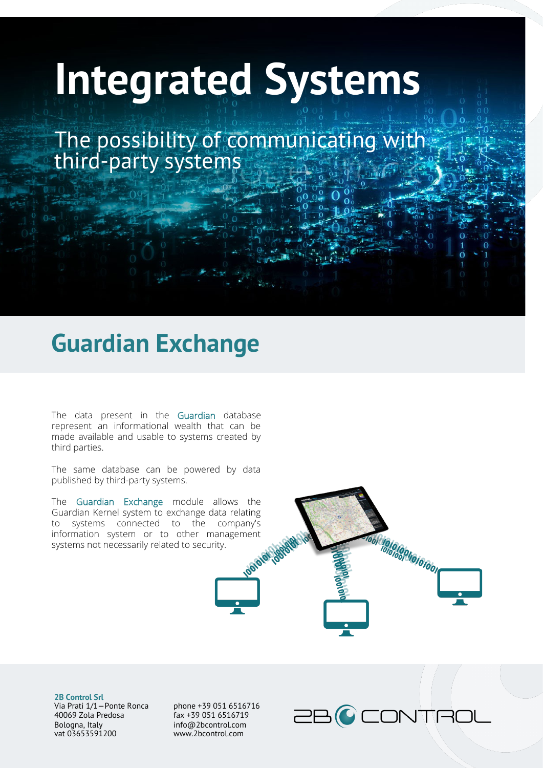# Integrated Systems

The possibility of communicating with third-party systems

## Guardian Exchange

The data present in the Guardian database represent an informational wealth that can be made available and usable to systems created by third parties.

The same database can be powered by data published by third-party systems.

The Guardian Exchange module allows the Guardian Kernel system to exchange data relating to systems connected to the company's information system or to other management systems not necessarily related to security.

**2B Control Srl**
Via Prati 1/1—Ponte Ronca
40069 Zola Predosa
Bologna, Italy
vat 03653591200

phone +39 051 6516716
fax +39 051 6516719
info@2bcontrol.com
www.2bcontrol.com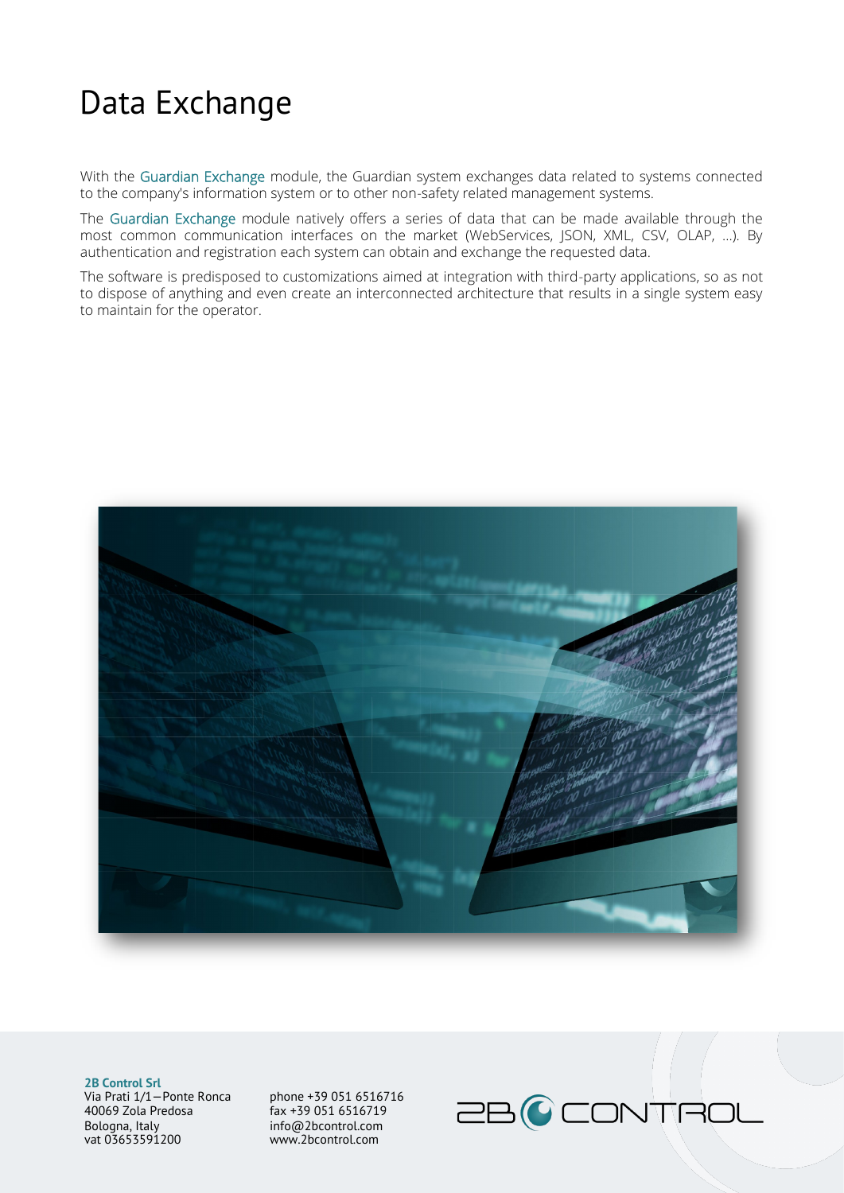# Data Exchange

With the Guardian Exchange module, the Guardian system exchanges data related to systems connected to the company's information system or to other non-safety related management systems.

The Guardian Exchange module natively offers a series of data that can be made available through the most common communication interfaces on the market (WebServices, JSON, XML, CSV, OLAP, ...). By authentication and registration each system can obtain and exchange the requested data.

The software is predisposed to customizations aimed at integration with third-party applications, so as not to dispose of anything and even create an interconnected architecture that results in a single system easy to maintain for the operator.

**2B Control Srl**
Via Prati 1/1—Ponte Ronca
40069 Zola Predosa
Bologna, Italy
vat 03653591200

phone +39 051 6516716
fax +39 051 6516719
info@2bcontrol.com
www.2bcontrol.com